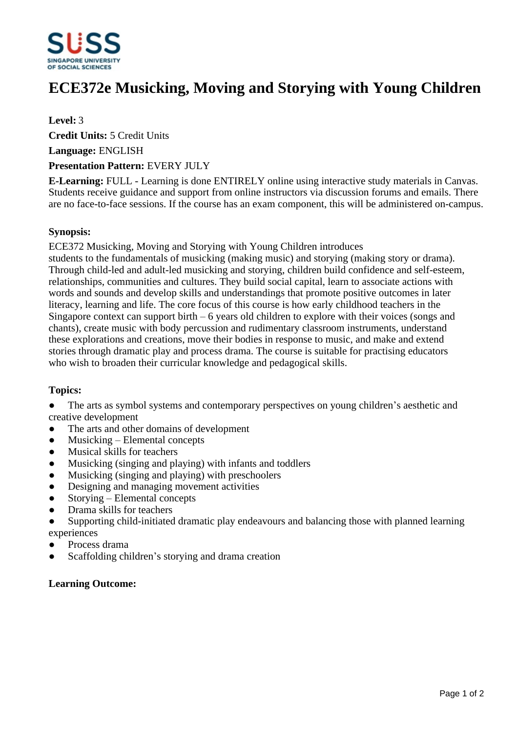# ECE372e Musicking, Moving and Storying with Young Children

**Level:** 3

**Credit Units:** 5 Credit Units

**Language:** ENGLISH

**Presentation Pattern:** EVERY JULY

**E-Learning:** FULL - Learning is done ENTIRELY online using interactive study materials in Canvas. Students receive guidance and support from online instructors via discussion forums and emails. There are no face-to-face sessions. If the course has an exam component, this will be administered on-campus.

**Synopsis:**

ECE372 Musicking, Moving and Storying with Young Children introduces students to the fundamentals of musicking (making music) and storying (making story or drama). Through child-led and adult-led musicking and storying, children build confidence and self-esteem, relationships, communities and cultures. They build social capital, learn to associate actions with words and sounds and develop skills and understandings that promote positive outcomes in later literacy, learning and life. The core focus of this course is how early childhood teachers in the Singapore context can support birth – 6 years old children to explore with their voices (songs and chants), create music with body percussion and rudimentary classroom instruments, understand these explorations and creations, move their bodies in response to music, and make and extend stories through dramatic play and process drama. The course is suitable for practising educators who wish to broaden their curricular knowledge and pedagogical skills.

**Topics:**

- The arts as symbol systems and contemporary perspectives on young children's aesthetic and creative development
- The arts and other domains of development
- Musicking – Elemental concepts
- Musical skills for teachers
- Musicking (singing and playing) with infants and toddlers
- Musicking (singing and playing) with preschoolers
- Designing and managing movement activities
- Storying – Elemental concepts
- Drama skills for teachers
- Supporting child-initiated dramatic play endeavours and balancing those with planned learning experiences
- Process drama
- Scaffolding children's storying and drama creation

**Learning Outcome:**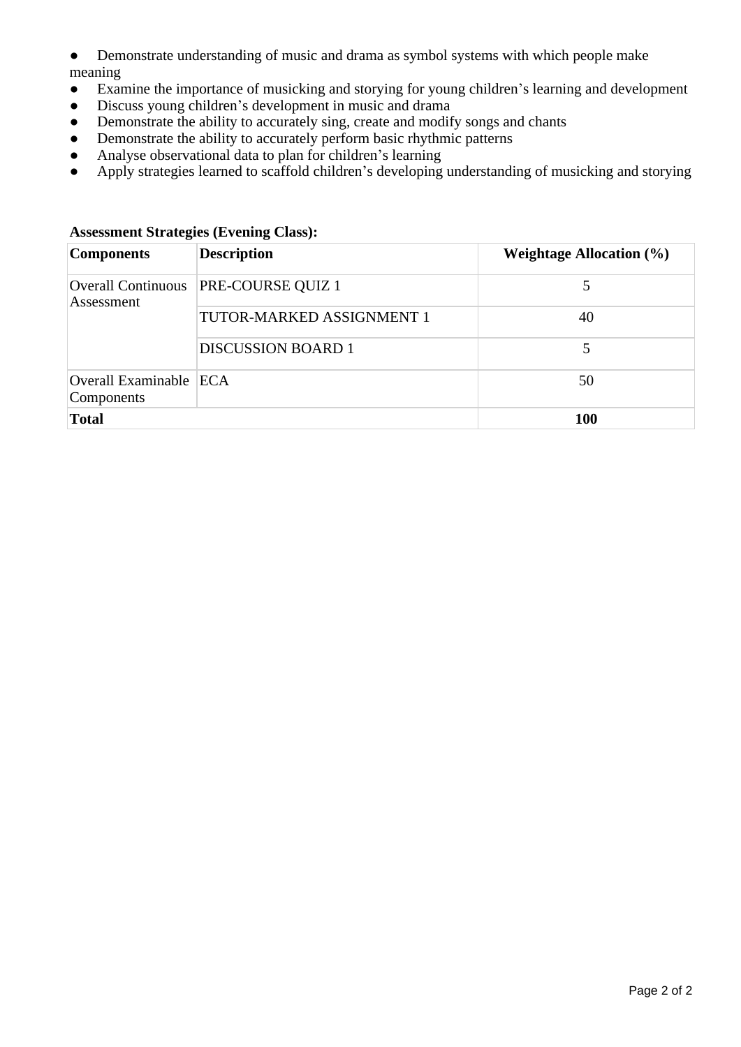- Demonstrate understanding of music and drama as symbol systems with which people make meaning
- Examine the importance of musicking and storying for young children's learning and development
- Discuss young children's development in music and drama
- Demonstrate the ability to accurately sing, create and modify songs and chants
- Demonstrate the ability to accurately perform basic rhythmic patterns
- Analyse observational data to plan for children's learning
- Apply strategies learned to scaffold children's developing understanding of musicking and storying

**Assessment Strategies (Evening Class):**

| **Components** | **Description** | **Weightage Allocation (%)** |
|---|---|---|
| Overall Continuous Assessment | PRE-COURSE QUIZ 1 | 5 |
| | TUTOR-MARKED ASSIGNMENT 1 | 40 |
| | DISCUSSION BOARD 1 | 5 |
| Overall Examinable Components | ECA | 50 |
| **Total** | | **100** |